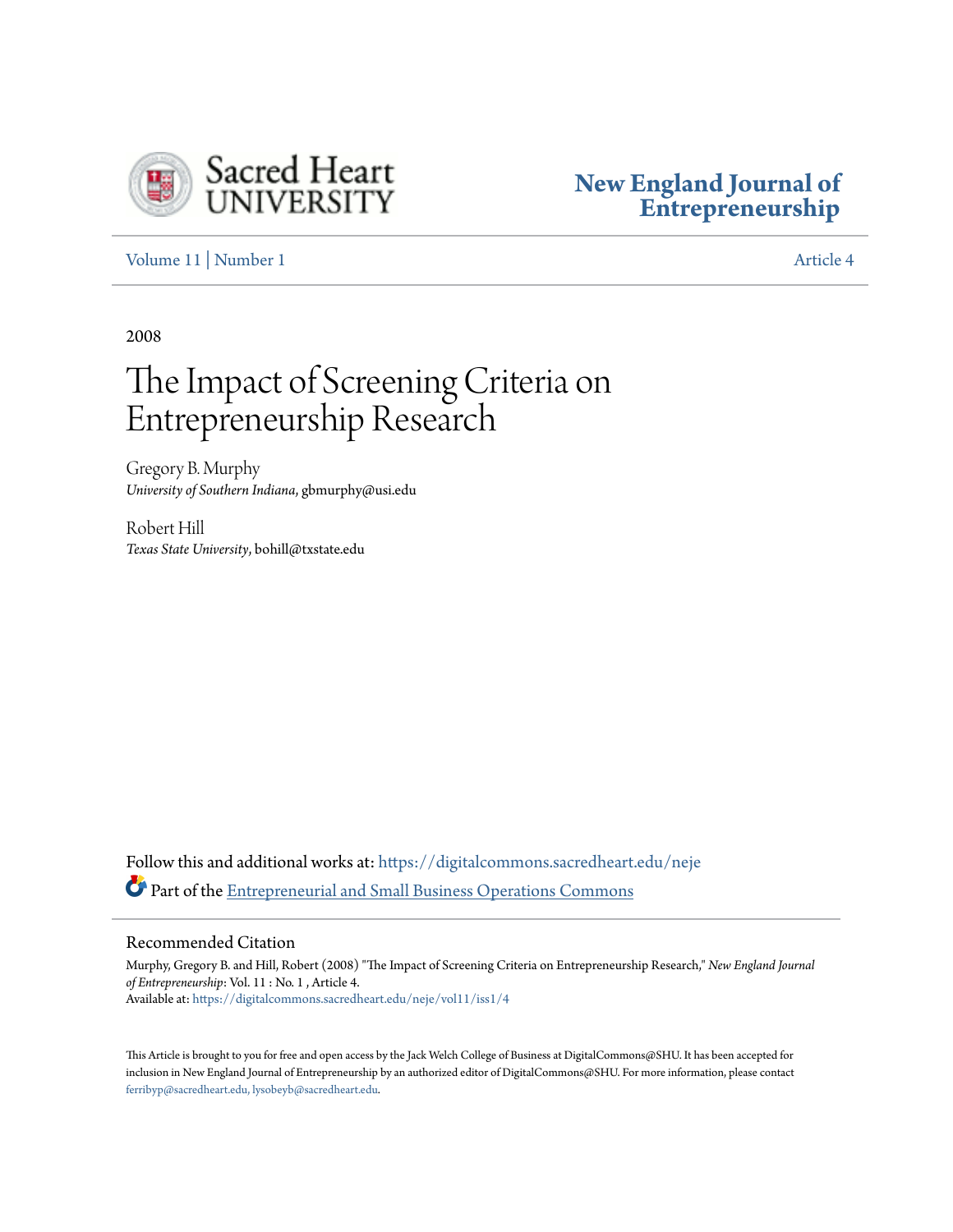Sacred Heart UNIVERSITY

New England Journal of Entrepreneurship

Volume 11 | Number 1 Article 4

2008

# The Impact of Screening Criteria on Entrepreneurship Research

Gregory B. Murphy
*University of Southern Indiana*, gbmurphy@usi.edu

Robert Hill
*Texas State University*, bohill@txstate.edu

Follow this and additional works at: https://digitalcommons.sacredheart.edu/neje

Part of the Entrepreneurial and Small Business Operations Commons

## Recommended Citation

Murphy, Gregory B. and Hill, Robert (2008) "The Impact of Screening Criteria on Entrepreneurship Research," *New England Journal of Entrepreneurship*: Vol. 11 : No. 1 , Article 4.
Available at: https://digitalcommons.sacredheart.edu/neje/vol11/iss1/4

This Article is brought to you for free and open access by the Jack Welch College of Business at DigitalCommons@SHU. It has been accepted for inclusion in New England Journal of Entrepreneurship by an authorized editor of DigitalCommons@SHU. For more information, please contact ferribyp@sacredheart.edu, lysobeyb@sacredheart.edu.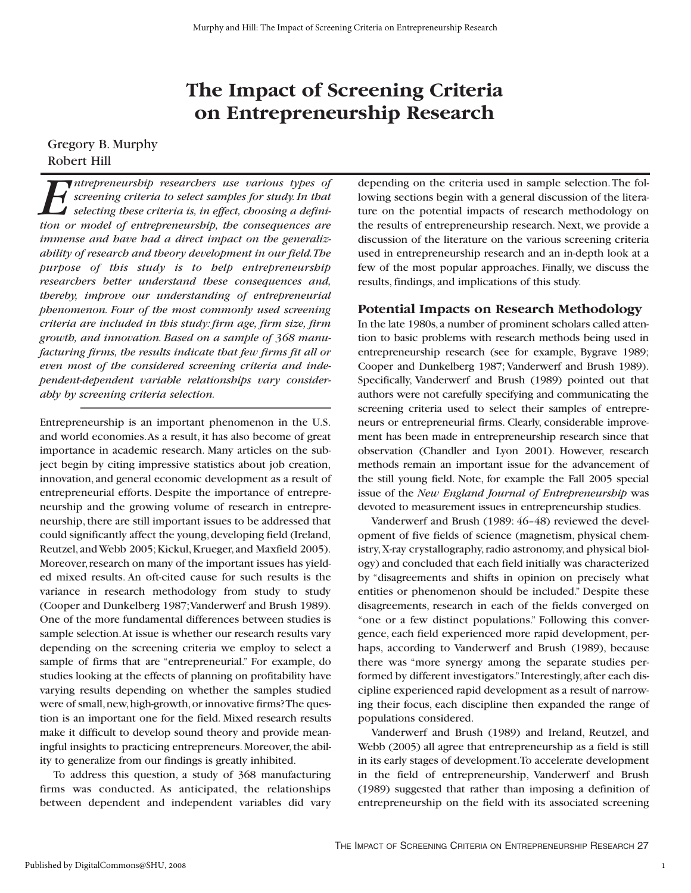# The Impact of Screening Criteria on Entrepreneurship Research

Gregory B. Murphy
Robert Hill

*Entrepreneurship researchers use various types of screening criteria to select samples for study. In that selecting these criteria is, in effect, choosing a definition or model of entrepreneurship, the consequences are immense and have had a direct impact on the generalizability of research and theory development in our field. The purpose of this study is to help entrepreneurship researchers better understand these consequences and, thereby, improve our understanding of entrepreneurial phenomenon. Four of the most commonly used screening criteria are included in this study: firm age, firm size, firm growth, and innovation. Based on a sample of 368 manufacturing firms, the results indicate that few firms fit all or even most of the considered screening criteria and independent-dependent variable relationships vary considerably by screening criteria selection.*

Entrepreneurship is an important phenomenon in the U.S. and world economies. As a result, it has also become of great importance in academic research. Many articles on the subject begin by citing impressive statistics about job creation, innovation, and general economic development as a result of entrepreneurial efforts. Despite the importance of entrepreneurship and the growing volume of research in entrepreneurship, there are still important issues to be addressed that could significantly affect the young, developing field (Ireland, Reutzel, and Webb 2005; Kickul, Krueger, and Maxfield 2005). Moreover, research on many of the important issues has yielded mixed results. An oft-cited cause for such results is the variance in research methodology from study to study (Cooper and Dunkelberg 1987; Vanderwerf and Brush 1989). One of the more fundamental differences between studies is sample selection. At issue is whether our research results vary depending on the screening criteria we employ to select a sample of firms that are "entrepreneurial." For example, do studies looking at the effects of planning on profitability have varying results depending on whether the samples studied were of small, new, high-growth, or innovative firms? The question is an important one for the field. Mixed research results make it difficult to develop sound theory and provide meaningful insights to practicing entrepreneurs. Moreover, the ability to generalize from our findings is greatly inhibited.

To address this question, a study of 368 manufacturing firms was conducted. As anticipated, the relationships between dependent and independent variables did vary depending on the criteria used in sample selection. The following sections begin with a general discussion of the literature on the potential impacts of research methodology on the results of entrepreneurship research. Next, we provide a discussion of the literature on the various screening criteria used in entrepreneurship research and an in-depth look at a few of the most popular approaches. Finally, we discuss the results, findings, and implications of this study.

## Potential Impacts on Research Methodology

In the late 1980s, a number of prominent scholars called attention to basic problems with research methods being used in entrepreneurship research (see for example, Bygrave 1989; Cooper and Dunkelberg 1987; Vanderwerf and Brush 1989). Specifically, Vanderwerf and Brush (1989) pointed out that authors were not carefully specifying and communicating the screening criteria used to select their samples of entrepreneurs or entrepreneurial firms. Clearly, considerable improvement has been made in entrepreneurship research since that observation (Chandler and Lyon 2001). However, research methods remain an important issue for the advancement of the still young field. Note, for example the Fall 2005 special issue of the *New England Journal of Entrepreneurship* was devoted to measurement issues in entrepreneurship studies.

Vanderwerf and Brush (1989: 46–48) reviewed the development of five fields of science (magnetism, physical chemistry, X-ray crystallography, radio astronomy, and physical biology) and concluded that each field initially was characterized by "disagreements and shifts in opinion on precisely what entities or phenomenon should be included." Despite these disagreements, research in each of the fields converged on "one or a few distinct populations." Following this convergence, each field experienced more rapid development, perhaps, according to Vanderwerf and Brush (1989), because there was "more synergy among the separate studies performed by different investigators." Interestingly, after each discipline experienced rapid development as a result of narrowing their focus, each discipline then expanded the range of populations considered.

Vanderwerf and Brush (1989) and Ireland, Reutzel, and Webb (2005) all agree that entrepreneurship as a field is still in its early stages of development. To accelerate development in the field of entrepreneurship, Vanderwerf and Brush (1989) suggested that rather than imposing a definition of entrepreneurship on the field with its associated screening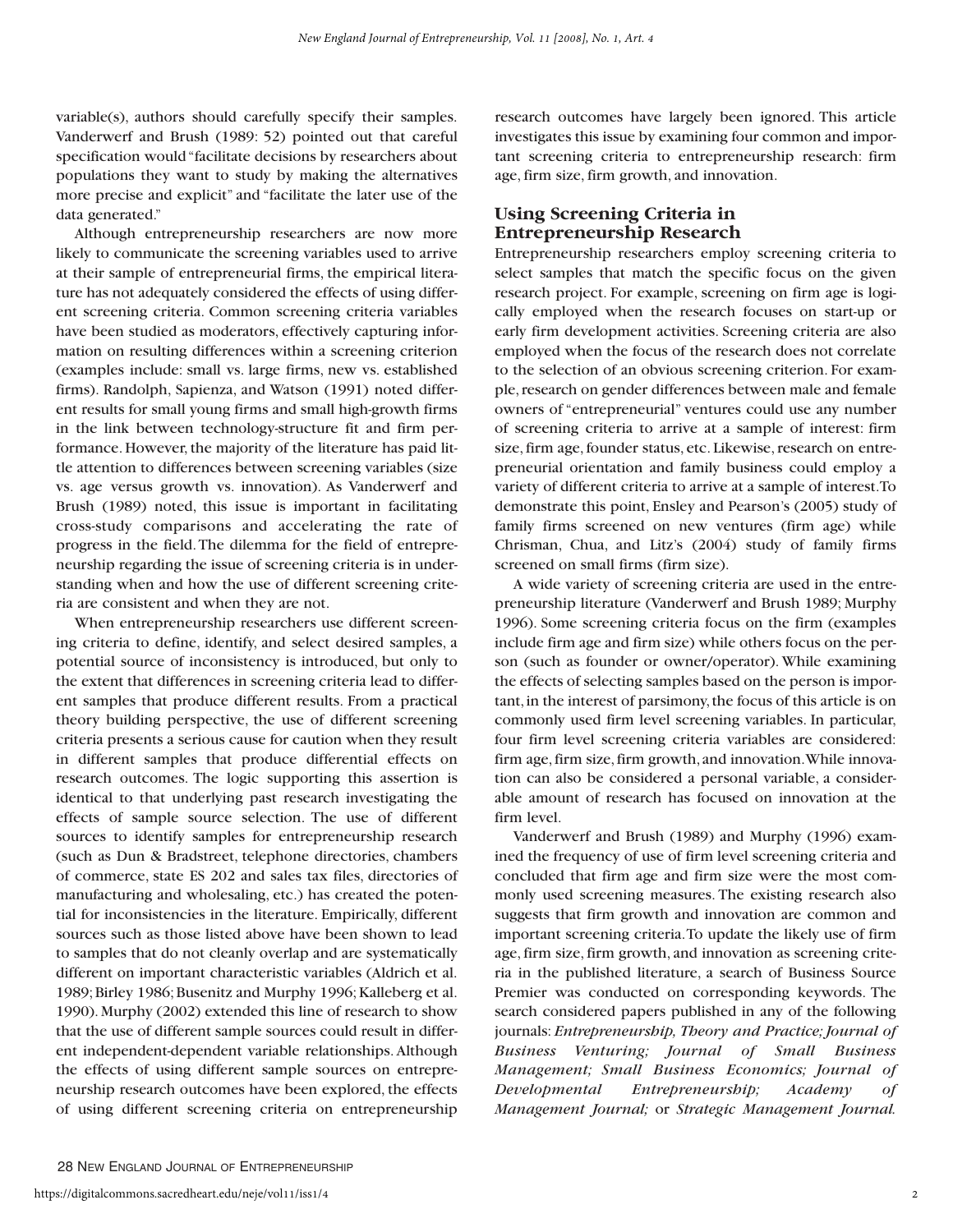variable(s), authors should carefully specify their samples. Vanderwerf and Brush (1989: 52) pointed out that careful specification would "facilitate decisions by researchers about populations they want to study by making the alternatives more precise and explicit" and "facilitate the later use of the data generated."

Although entrepreneurship researchers are now more likely to communicate the screening variables used to arrive at their sample of entrepreneurial firms, the empirical literature has not adequately considered the effects of using different screening criteria. Common screening criteria variables have been studied as moderators, effectively capturing information on resulting differences within a screening criterion (examples include: small vs. large firms, new vs. established firms). Randolph, Sapienza, and Watson (1991) noted different results for small young firms and small high-growth firms in the link between technology-structure fit and firm performance. However, the majority of the literature has paid little attention to differences between screening variables (size vs. age versus growth vs. innovation). As Vanderwerf and Brush (1989) noted, this issue is important in facilitating cross-study comparisons and accelerating the rate of progress in the field. The dilemma for the field of entrepreneurship regarding the issue of screening criteria is in understanding when and how the use of different screening criteria are consistent and when they are not.

When entrepreneurship researchers use different screening criteria to define, identify, and select desired samples, a potential source of inconsistency is introduced, but only to the extent that differences in screening criteria lead to different samples that produce different results. From a practical theory building perspective, the use of different screening criteria presents a serious cause for caution when they result in different samples that produce differential effects on research outcomes. The logic supporting this assertion is identical to that underlying past research investigating the effects of sample source selection. The use of different sources to identify samples for entrepreneurship research (such as Dun & Bradstreet, telephone directories, chambers of commerce, state ES 202 and sales tax files, directories of manufacturing and wholesaling, etc.) has created the potential for inconsistencies in the literature. Empirically, different sources such as those listed above have been shown to lead to samples that do not cleanly overlap and are systematically different on important characteristic variables (Aldrich et al. 1989; Birley 1986; Busenitz and Murphy 1996; Kalleberg et al. 1990). Murphy (2002) extended this line of research to show that the use of different sample sources could result in different independent-dependent variable relationships. Although the effects of using different sample sources on entrepreneurship research outcomes have been explored, the effects of using different screening criteria on entrepreneurship research outcomes have largely been ignored. This article investigates this issue by examining four common and important screening criteria to entrepreneurship research: firm age, firm size, firm growth, and innovation.

## Using Screening Criteria in Entrepreneurship Research

Entrepreneurship researchers employ screening criteria to select samples that match the specific focus on the given research project. For example, screening on firm age is logically employed when the research focuses on start-up or early firm development activities. Screening criteria are also employed when the focus of the research does not correlate to the selection of an obvious screening criterion. For example, research on gender differences between male and female owners of "entrepreneurial" ventures could use any number of screening criteria to arrive at a sample of interest: firm size, firm age, founder status, etc. Likewise, research on entrepreneurial orientation and family business could employ a variety of different criteria to arrive at a sample of interest. To demonstrate this point, Ensley and Pearson's (2005) study of family firms screened on new ventures (firm age) while Chrisman, Chua, and Litz's (2004) study of family firms screened on small firms (firm size).

A wide variety of screening criteria are used in the entrepreneurship literature (Vanderwerf and Brush 1989; Murphy 1996). Some screening criteria focus on the firm (examples include firm age and firm size) while others focus on the person (such as founder or owner/operator). While examining the effects of selecting samples based on the person is important, in the interest of parsimony, the focus of this article is on commonly used firm level screening variables. In particular, four firm level screening criteria variables are considered: firm age, firm size, firm growth, and innovation. While innovation can also be considered a personal variable, a considerable amount of research has focused on innovation at the firm level.

Vanderwerf and Brush (1989) and Murphy (1996) examined the frequency of use of firm level screening criteria and concluded that firm age and firm size were the most commonly used screening measures. The existing research also suggests that firm growth and innovation are common and important screening criteria. To update the likely use of firm age, firm size, firm growth, and innovation as screening criteria in the published literature, a search of Business Source Premier was conducted on corresponding keywords. The search considered papers published in any of the following journals: *Entrepreneurship, Theory and Practice; Journal of Business Venturing; Journal of Small Business Management; Small Business Economics; Journal of Developmental Entrepreneurship; Academy of Management Journal;* or *Strategic Management Journal.*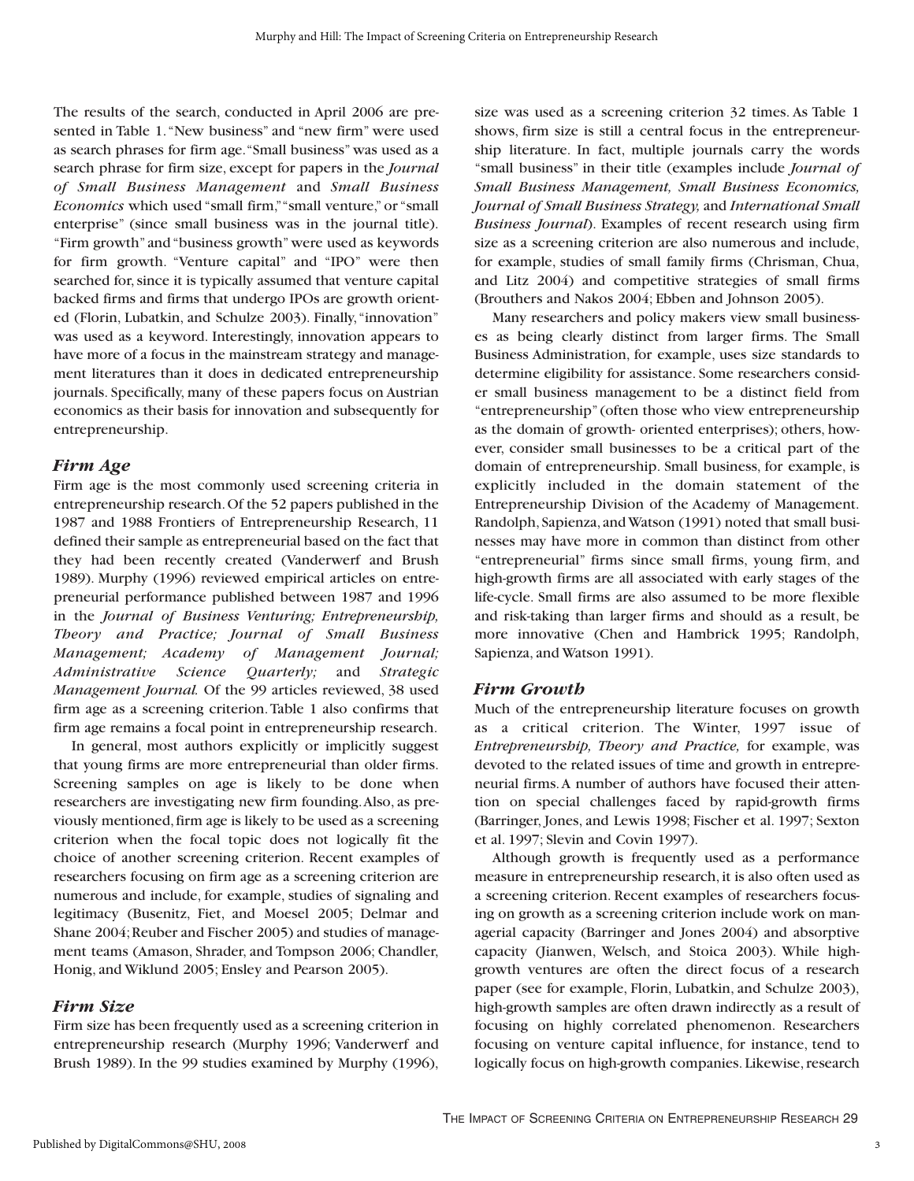The results of the search, conducted in April 2006 are presented in Table 1. "New business" and "new firm" were used as search phrases for firm age. "Small business" was used as a search phrase for firm size, except for papers in the *Journal of Small Business Management* and *Small Business Economics* which used "small firm," "small venture," or "small enterprise" (since small business was in the journal title). "Firm growth" and "business growth" were used as keywords for firm growth. "Venture capital" and "IPO" were then searched for, since it is typically assumed that venture capital backed firms and firms that undergo IPOs are growth oriented (Florin, Lubatkin, and Schulze 2003). Finally, "innovation" was used as a keyword. Interestingly, innovation appears to have more of a focus in the mainstream strategy and management literatures than it does in dedicated entrepreneurship journals. Specifically, many of these papers focus on Austrian economics as their basis for innovation and subsequently for entrepreneurship.

### *Firm Age*

Firm age is the most commonly used screening criteria in entrepreneurship research. Of the 52 papers published in the 1987 and 1988 Frontiers of Entrepreneurship Research, 11 defined their sample as entrepreneurial based on the fact that they had been recently created (Vanderwerf and Brush 1989). Murphy (1996) reviewed empirical articles on entrepreneurial performance published between 1987 and 1996 in the *Journal of Business Venturing; Entrepreneurship, Theory and Practice; Journal of Small Business Management; Academy of Management Journal; Administrative Science Quarterly;* and *Strategic Management Journal.* Of the 99 articles reviewed, 38 used firm age as a screening criterion. Table 1 also confirms that firm age remains a focal point in entrepreneurship research.

In general, most authors explicitly or implicitly suggest that young firms are more entrepreneurial than older firms. Screening samples on age is likely to be done when researchers are investigating new firm founding. Also, as previously mentioned, firm age is likely to be used as a screening criterion when the focal topic does not logically fit the choice of another screening criterion. Recent examples of researchers focusing on firm age as a screening criterion are numerous and include, for example, studies of signaling and legitimacy (Busenitz, Fiet, and Moesel 2005; Delmar and Shane 2004; Reuber and Fischer 2005) and studies of management teams (Amason, Shrader, and Tompson 2006; Chandler, Honig, and Wiklund 2005; Ensley and Pearson 2005).

### *Firm Size*

Firm size has been frequently used as a screening criterion in entrepreneurship research (Murphy 1996; Vanderwerf and Brush 1989). In the 99 studies examined by Murphy (1996), size was used as a screening criterion 32 times. As Table 1 shows, firm size is still a central focus in the entrepreneurship literature. In fact, multiple journals carry the words "small business" in their title (examples include *Journal of Small Business Management, Small Business Economics, Journal of Small Business Strategy,* and *International Small Business Journal*). Examples of recent research using firm size as a screening criterion are also numerous and include, for example, studies of small family firms (Chrisman, Chua, and Litz 2004) and competitive strategies of small firms (Brouthers and Nakos 2004; Ebben and Johnson 2005).

Many researchers and policy makers view small businesses as being clearly distinct from larger firms. The Small Business Administration, for example, uses size standards to determine eligibility for assistance. Some researchers consider small business management to be a distinct field from "entrepreneurship" (often those who view entrepreneurship as the domain of growth- oriented enterprises); others, however, consider small businesses to be a critical part of the domain of entrepreneurship. Small business, for example, is explicitly included in the domain statement of the Entrepreneurship Division of the Academy of Management. Randolph, Sapienza, and Watson (1991) noted that small businesses may have more in common than distinct from other "entrepreneurial" firms since small firms, young firm, and high-growth firms are all associated with early stages of the life-cycle. Small firms are also assumed to be more flexible and risk-taking than larger firms and should as a result, be more innovative (Chen and Hambrick 1995; Randolph, Sapienza, and Watson 1991).

### *Firm Growth*

Much of the entrepreneurship literature focuses on growth as a critical criterion. The Winter, 1997 issue of *Entrepreneurship, Theory and Practice,* for example, was devoted to the related issues of time and growth in entrepreneurial firms. A number of authors have focused their attention on special challenges faced by rapid-growth firms (Barringer, Jones, and Lewis 1998; Fischer et al. 1997; Sexton et al. 1997; Slevin and Covin 1997).

Although growth is frequently used as a performance measure in entrepreneurship research, it is also often used as a screening criterion. Recent examples of researchers focusing on growth as a screening criterion include work on managerial capacity (Barringer and Jones 2004) and absorptive capacity (Jianwen, Welsch, and Stoica 2003). While high-growth ventures are often the direct focus of a research paper (see for example, Florin, Lubatkin, and Schulze 2003), high-growth samples are often drawn indirectly as a result of focusing on highly correlated phenomenon. Researchers focusing on venture capital influence, for instance, tend to logically focus on high-growth companies. Likewise, research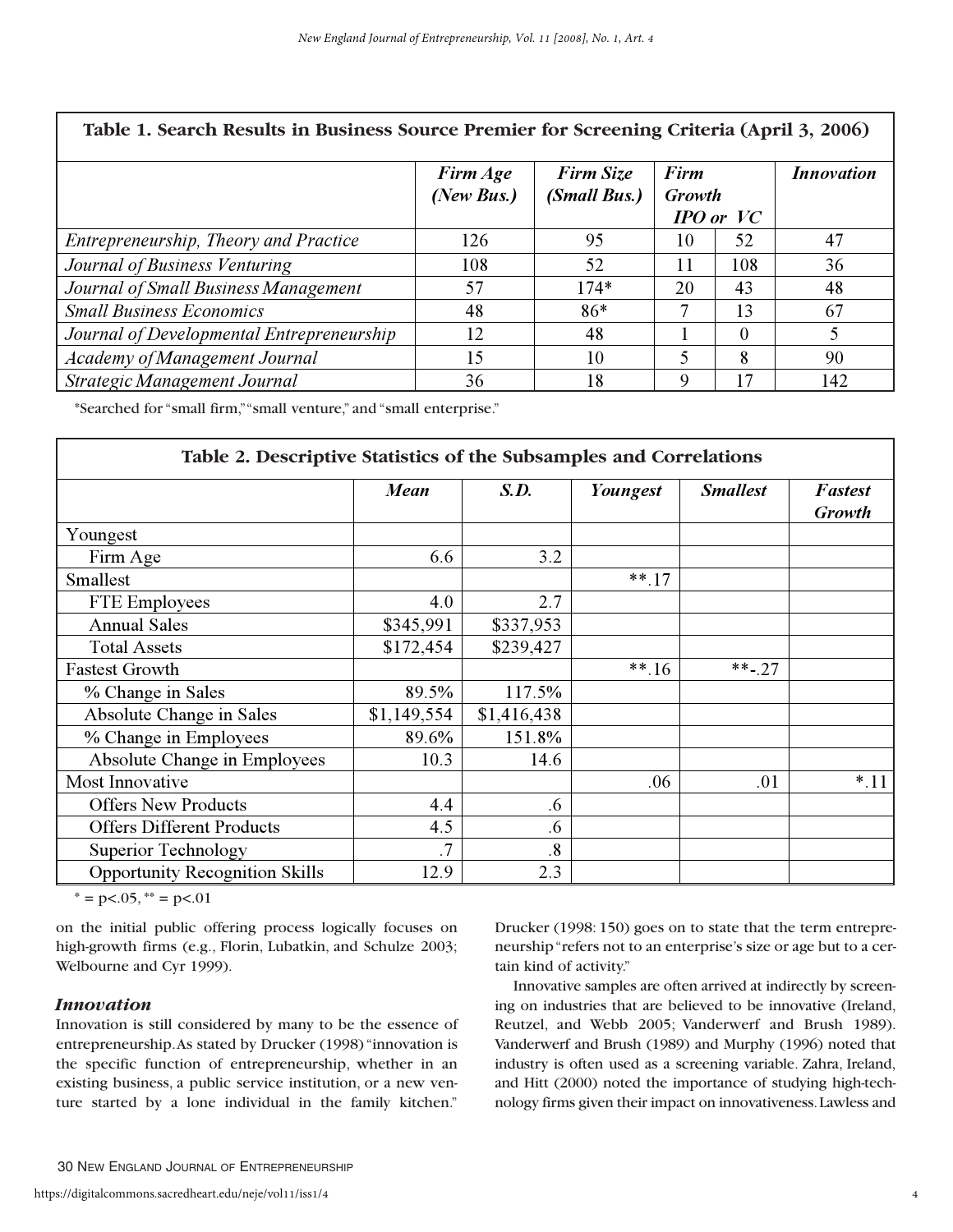**Table 1. Search Results in Business Source Premier for Screening Criteria (April 3, 2006)**

| | *Firm Age (New Bus.)* | *Firm Size (Small Bus.)* | *Firm Growth* | | *Innovation* |
|---|---|---|---|---|---|
| | | | *IPO* | *or VC* | |
| *Entrepreneurship, Theory and Practice* | 126 | 95 | 10 | 52 | 47 |
| *Journal of Business Venturing* | 108 | 52 | 11 | 108 | 36 |
| *Journal of Small Business Management* | 57 | 174* | 20 | 43 | 48 |
| *Small Business Economics* | 48 | 86* | 7 | 13 | 67 |
| *Journal of Developmental Entrepreneurship* | 12 | 48 | 1 | 0 | 5 |
| *Academy of Management Journal* | 15 | 10 | 5 | 8 | 90 |
| *Strategic Management Journal* | 36 | 18 | 9 | 17 | 142 |

*Searched for "small firm," "small venture," and "small enterprise."

**Table 2. Descriptive Statistics of the Subsamples and Correlations**

| | *Mean* | *S.D.* | *Youngest* | *Smallest* | *Fastest Growth* |
|---|---|---|---|---|---|
| Youngest | | | | | |
| Firm Age | 6.6 | 3.2 | | | |
| Smallest | | | **.17 | | |
| FTE Employees | 4.0 | 2.7 | | | |
| Annual Sales | $345,991 | $337,953 | | | |
| Total Assets | $172,454 | $239,427 | | | |
| Fastest Growth | | | **.16 | **-.27 | |
| % Change in Sales | 89.5% | 117.5% | | | |
| Absolute Change in Sales | $1,149,554 | $1,416,438 | | | |
| % Change in Employees | 89.6% | 151.8% | | | |
| Absolute Change in Employees | 10.3 | 14.6 | | | |
| Most Innovative | | | .06 | .01 | *.11 |
| Offers New Products | 4.4 | .6 | | | |
| Offers Different Products | 4.5 | .6 | | | |
| Superior Technology | .7 | .8 | | | |
| Opportunity Recognition Skills | 12.9 | 2.3 | | | |

* = $p<.05$, ** = $p<.01$

on the initial public offering process logically focuses on high-growth firms (e.g., Florin, Lubatkin, and Schulze 2003; Welbourne and Cyr 1999).

### *Innovation*

Innovation is still considered by many to be the essence of entrepreneurship. As stated by Drucker (1998) "innovation is the specific function of entrepreneurship, whether in an existing business, a public service institution, or a new venture started by a lone individual in the family kitchen." Drucker (1998: 150) goes on to state that the term entrepreneurship "refers not to an enterprise's size or age but to a certain kind of activity."

Innovative samples are often arrived at indirectly by screening on industries that are believed to be innovative (Ireland, Reutzel, and Webb 2005; Vanderwerf and Brush 1989). Vanderwerf and Brush (1989) and Murphy (1996) noted that industry is often used as a screening variable. Zahra, Ireland, and Hitt (2000) noted the importance of studying high-technology firms given their impact on innovativeness. Lawless and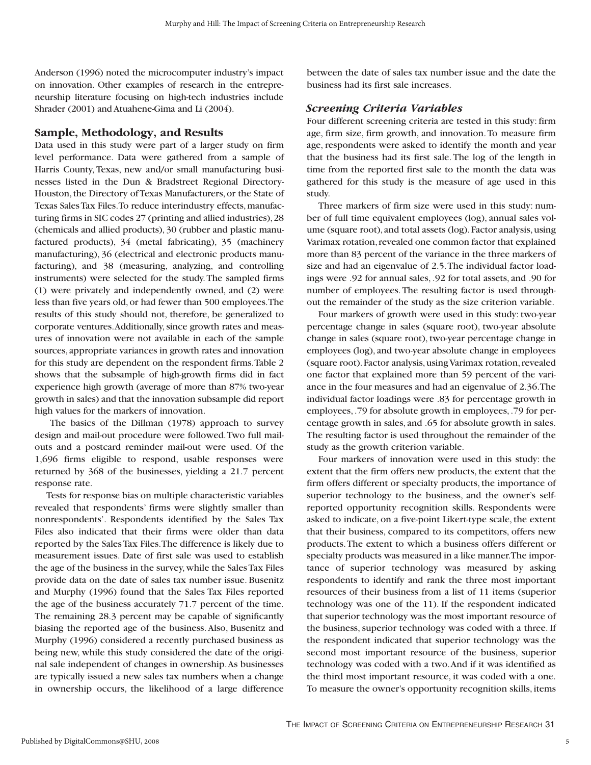Anderson (1996) noted the microcomputer industry's impact on innovation. Other examples of research in the entrepreneurship literature focusing on high-tech industries include Shrader (2001) and Atuahene-Gima and Li (2004).

## Sample, Methodology, and Results

Data used in this study were part of a larger study on firm level performance. Data were gathered from a sample of Harris County, Texas, new and/or small manufacturing businesses listed in the Dun & Bradstreet Regional Directory-Houston, the Directory of Texas Manufacturers, or the State of Texas Sales Tax Files. To reduce interindustry effects, manufacturing firms in SIC codes 27 (printing and allied industries), 28 (chemicals and allied products), 30 (rubber and plastic manufactured products), 34 (metal fabricating), 35 (machinery manufacturing), 36 (electrical and electronic products manufacturing), and 38 (measuring, analyzing, and controlling instruments) were selected for the study. The sampled firms (1) were privately and independently owned, and (2) were less than five years old, or had fewer than 500 employees. The results of this study should not, therefore, be generalized to corporate ventures. Additionally, since growth rates and measures of innovation were not available in each of the sample sources, appropriate variances in growth rates and innovation for this study are dependent on the respondent firms. Table 2 shows that the subsample of high-growth firms did in fact experience high growth (average of more than 87% two-year growth in sales) and that the innovation subsample did report high values for the markers of innovation.

The basics of the Dillman (1978) approach to survey design and mail-out procedure were followed. Two full mail-outs and a postcard reminder mail-out were used. Of the 1,696 firms eligible to respond, usable responses were returned by 368 of the businesses, yielding a 21.7 percent response rate.

Tests for response bias on multiple characteristic variables revealed that respondents' firms were slightly smaller than nonrespondents'. Respondents identified by the Sales Tax Files also indicated that their firms were older than data reported by the Sales Tax Files. The difference is likely due to measurement issues. Date of first sale was used to establish the age of the business in the survey, while the Sales Tax Files provide data on the date of sales tax number issue. Busenitz and Murphy (1996) found that the Sales Tax Files reported the age of the business accurately 71.7 percent of the time. The remaining 28.3 percent may be capable of significantly biasing the reported age of the business. Also, Busenitz and Murphy (1996) considered a recently purchased business as being new, while this study considered the date of the original sale independent of changes in ownership. As businesses are typically issued a new sales tax numbers when a change in ownership occurs, the likelihood of a large difference between the date of sales tax number issue and the date the business had its first sale increases.

### *Screening Criteria Variables*

Four different screening criteria are tested in this study: firm age, firm size, firm growth, and innovation. To measure firm age, respondents were asked to identify the month and year that the business had its first sale. The log of the length in time from the reported first sale to the month the data was gathered for this study is the measure of age used in this study.

Three markers of firm size were used in this study: number of full time equivalent employees (log), annual sales volume (square root), and total assets (log). Factor analysis, using Varimax rotation, revealed one common factor that explained more than 83 percent of the variance in the three markers of size and had an eigenvalue of 2.5. The individual factor loadings were .92 for annual sales, .92 for total assets, and .90 for number of employees. The resulting factor is used throughout the remainder of the study as the size criterion variable.

Four markers of growth were used in this study: two-year percentage change in sales (square root), two-year absolute change in sales (square root), two-year percentage change in employees (log), and two-year absolute change in employees (square root). Factor analysis, using Varimax rotation, revealed one factor that explained more than 59 percent of the variance in the four measures and had an eigenvalue of 2.36. The individual factor loadings were .83 for percentage growth in employees, .79 for absolute growth in employees, .79 for percentage growth in sales, and .65 for absolute growth in sales. The resulting factor is used throughout the remainder of the study as the growth criterion variable.

Four markers of innovation were used in this study: the extent that the firm offers new products, the extent that the firm offers different or specialty products, the importance of superior technology to the business, and the owner's self-reported opportunity recognition skills. Respondents were asked to indicate, on a five-point Likert-type scale, the extent that their business, compared to its competitors, offers new products. The extent to which a business offers different or specialty products was measured in a like manner. The importance of superior technology was measured by asking respondents to identify and rank the three most important resources of their business from a list of 11 items (superior technology was one of the 11). If the respondent indicated that superior technology was the most important resource of the business, superior technology was coded with a three. If the respondent indicated that superior technology was the second most important resource of the business, superior technology was coded with a two. And if it was identified as the third most important resource, it was coded with a one. To measure the owner's opportunity recognition skills, items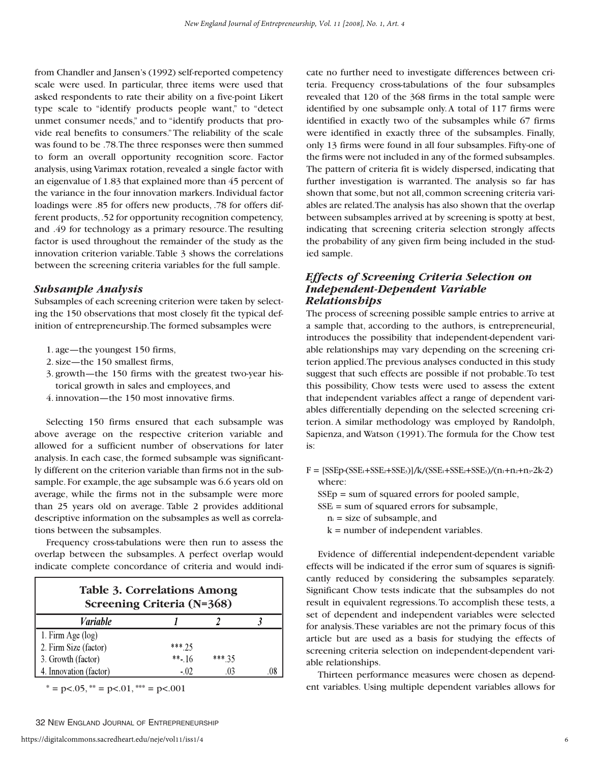from Chandler and Jansen's (1992) self-reported competency scale were used. In particular, three items were used that asked respondents to rate their ability on a five-point Likert type scale to "identify products people want," to "detect unmet consumer needs," and to "identify products that provide real benefits to consumers." The reliability of the scale was found to be .78. The three responses were then summed to form an overall opportunity recognition score. Factor analysis, using Varimax rotation, revealed a single factor with an eigenvalue of 1.83 that explained more than 45 percent of the variance in the four innovation markers. Individual factor loadings were .85 for offers new products, .78 for offers different products, .52 for opportunity recognition competency, and .49 for technology as a primary resource. The resulting factor is used throughout the remainder of the study as the innovation criterion variable. Table 3 shows the correlations between the screening criteria variables for the full sample.

### *Subsample Analysis*

Subsamples of each screening criterion were taken by selecting the 150 observations that most closely fit the typical definition of entrepreneurship. The formed subsamples were

1. age—the youngest 150 firms,
2. size—the 150 smallest firms,
3. growth—the 150 firms with the greatest two-year historical growth in sales and employees, and
4. innovation—the 150 most innovative firms.

Selecting 150 firms ensured that each subsample was above average on the respective criterion variable and allowed for a sufficient number of observations for later analysis. In each case, the formed subsample was significantly different on the criterion variable than firms not in the subsample. For example, the age subsample was 6.6 years old on average, while the firms not in the subsample were more than 25 years old on average. Table 2 provides additional descriptive information on the subsamples as well as correlations between the subsamples.

Frequency cross-tabulations were then run to assess the overlap between the subsamples. A perfect overlap would indicate complete concordance of criteria and would indicate no further need to investigate differences between criteria. Frequency cross-tabulations of the four subsamples revealed that 120 of the 368 firms in the total sample were identified by one subsample only. A total of 117 firms were identified in exactly two of the subsamples while 67 firms were identified in exactly three of the subsamples. Finally, only 13 firms were found in all four subsamples. Fifty-one of the firms were not included in any of the formed subsamples. The pattern of criteria fit is widely dispersed, indicating that further investigation is warranted. The analysis so far has shown that some, but not all, common screening criteria variables are related. The analysis has also shown that the overlap between subsamples arrived at by screening is spotty at best, indicating that screening criteria selection strongly affects the probability of any given firm being included in the studied sample.

**Table 3. Correlations Among Screening Criteria (N=368)**

| *Variable* | *1* | *2* | *3* |
|---|---|---|---|
| 1. Firm Age (log) | | | |
| 2. Firm Size (factor) | ***.25 | | |
| 3. Growth (factor) | **-.16 | ***.35 | |
| 4. Innovation (factor) | -.02 | .03 | .08 |

\* = p<.05, ** = p<.01, *** = p<.001

### *Effects of Screening Criteria Selection on Independent-Dependent Variable Relationships*

The process of screening possible sample entries to arrive at a sample that, according to the authors, is entrepreneurial, introduces the possibility that independent-dependent variable relationships may vary depending on the screening criterion applied. The previous analyses conducted in this study suggest that such effects are possible if not probable. To test this possibility, Chow tests were used to assess the extent that independent variables affect a range of dependent variables differentially depending on the selected screening criterion. A similar methodology was employed by Randolph, Sapienza, and Watson (1991). The formula for the Chow test is:

$$F = [SSEp-(SSE_1+SSE_2+SSE_3)]/k/(SSE_1+SSE_2+SSE_3)/(n_1+n_2+n_3-2k-2)$$

where:

$SSEp$ = sum of squared errors for pooled sample,

$SSE_i$ = sum of squared errors for subsample,

$n_i$ = size of subsample, and

$k$ = number of independent variables.

Evidence of differential independent-dependent variable effects will be indicated if the error sum of squares is significantly reduced by considering the subsamples separately. Significant Chow tests indicate that the subsamples do not result in equivalent regressions. To accomplish these tests, a set of dependent and independent variables were selected for analysis. These variables are not the primary focus of this article but are used as a basis for studying the effects of screening criteria selection on independent-dependent variable relationships.

Thirteen performance measures were chosen as dependent variables. Using multiple dependent variables allows for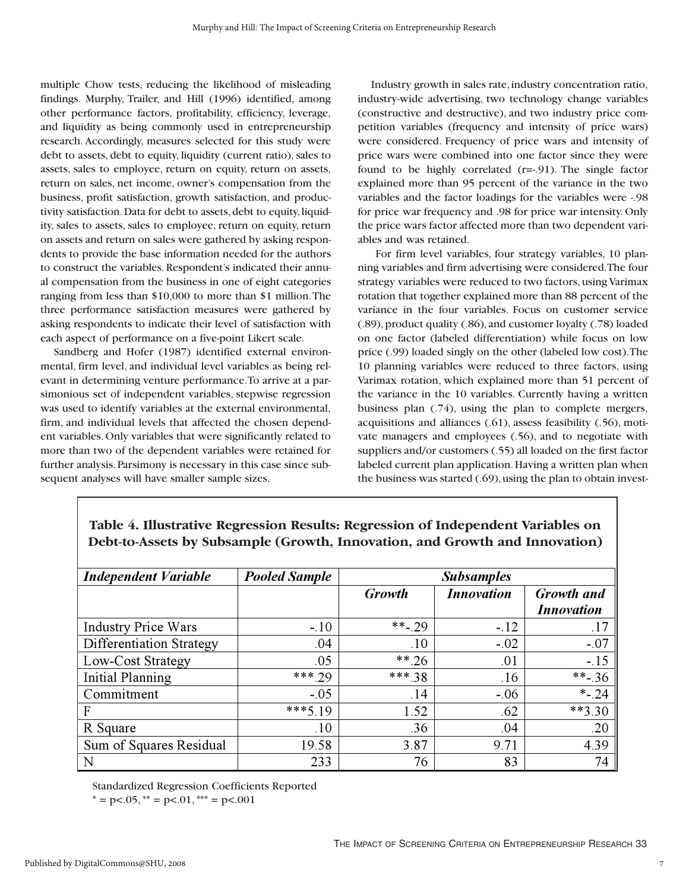multiple Chow tests, reducing the likelihood of misleading findings. Murphy, Trailer, and Hill (1996) identified, among other performance factors, profitability, efficiency, leverage, and liquidity as being commonly used in entrepreneurship research. Accordingly, measures selected for this study were debt to assets, debt to equity, liquidity (current ratio), sales to assets, sales to employee, return on equity, return on assets, return on sales, net income, owner's compensation from the business, profit satisfaction, growth satisfaction, and productivity satisfaction. Data for debt to assets, debt to equity, liquidity, sales to assets, sales to employee, return on equity, return on assets and return on sales were gathered by asking respondents to provide the base information needed for the authors to construct the variables. Respondent's indicated their annual compensation from the business in one of eight categories ranging from less than \$10,000 to more than \$1 million. The three performance satisfaction measures were gathered by asking respondents to indicate their level of satisfaction with each aspect of performance on a five-point Likert scale.

Sandberg and Hofer (1987) identified external environmental, firm level, and individual level variables as being relevant in determining venture performance. To arrive at a parsimonious set of independent variables, stepwise regression was used to identify variables at the external environmental, firm, and individual levels that affected the chosen dependent variables. Only variables that were significantly related to more than two of the dependent variables were retained for further analysis. Parsimony is necessary in this case since subsequent analyses will have smaller sample sizes.

Industry growth in sales rate, industry concentration ratio, industry-wide advertising, two technology change variables (constructive and destructive), and two industry price competition variables (frequency and intensity of price wars) were considered. Frequency of price wars and intensity of price wars were combined into one factor since they were found to be highly correlated (r=-.91). The single factor explained more than 95 percent of the variance in the two variables and the factor loadings for the variables were -.98 for price war frequency and .98 for price war intensity. Only the price wars factor affected more than two dependent variables and was retained.

For firm level variables, four strategy variables, 10 planning variables and firm advertising were considered. The four strategy variables were reduced to two factors, using Varimax rotation that together explained more than 88 percent of the variance in the four variables. Focus on customer service (.89), product quality (.86), and customer loyalty (.78) loaded on one factor (labeled differentiation) while focus on low price (.99) loaded singly on the other (labeled low cost). The 10 planning variables were reduced to three factors, using Varimax rotation, which explained more than 51 percent of the variance in the 10 variables. Currently having a written business plan (.74), using the plan to complete mergers, acquisitions and alliances (.61), assess feasibility (.56), motivate managers and employees (.56), and to negotiate with suppliers and/or customers (.55) all loaded on the first factor labeled current plan application. Having a written plan when the business was started (.69), using the plan to obtain invest-

**Table 4. Illustrative Regression Results: Regression of Independent Variables on Debt-to-Assets by Subsample (Growth, Innovation, and Growth and Innovation)**

| *Independent Variable* | *Pooled Sample* | *Subsamples* | | |
|---|---|---|---|---|
| | | *Growth* | *Innovation* | *Growth and Innovation* |
| Industry Price Wars | -.10 | **-.29 | -.12 | .17 |
| Differentiation Strategy | .04 | .10 | -.02 | -.07 |
| Low-Cost Strategy | .05 | **.26 | .01 | -.15 |
| Initial Planning | ***.29 | ***.38 | .16 | **-.36 |
| Commitment | -.05 | .14 | -.06 | *-.24 |
| F | ***5.19 | 1.52 | .62 | **3.30 |
| R Square | .10 | .36 | .04 | .20 |
| Sum of Squares Residual | 19.58 | 3.87 | 9.71 | 4.39 |
| N | 233 | 76 | 83 | 74 |

Standardized Regression Coefficients Reported

\* = p<.05, \*\* = p<.01, \*\*\* = p<.001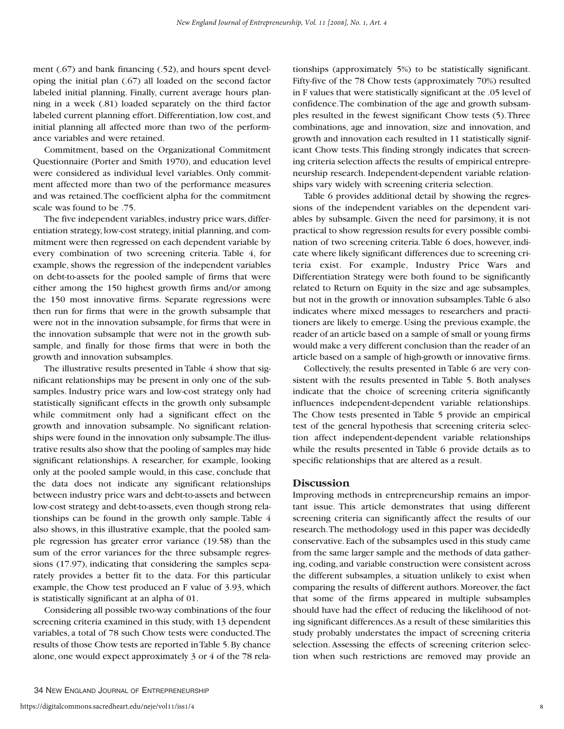ment (.67) and bank financing (.52), and hours spent developing the initial plan (.67) all loaded on the second factor labeled initial planning. Finally, current average hours planning in a week (.81) loaded separately on the third factor labeled current planning effort. Differentiation, low cost, and initial planning all affected more than two of the performance variables and were retained.

Commitment, based on the Organizational Commitment Questionnaire (Porter and Smith 1970), and education level were considered as individual level variables. Only commitment affected more than two of the performance measures and was retained. The coefficient alpha for the commitment scale was found to be .75.

The five independent variables, industry price wars, differentiation strategy, low-cost strategy, initial planning, and commitment were then regressed on each dependent variable by every combination of two screening criteria. Table 4, for example, shows the regression of the independent variables on debt-to-assets for the pooled sample of firms that were either among the 150 highest growth firms and/or among the 150 most innovative firms. Separate regressions were then run for firms that were in the growth subsample that were not in the innovation subsample, for firms that were in the innovation subsample that were not in the growth subsample, and finally for those firms that were in both the growth and innovation subsamples.

The illustrative results presented in Table 4 show that significant relationships may be present in only one of the subsamples. Industry price wars and low-cost strategy only had statistically significant effects in the growth only subsample while commitment only had a significant effect on the growth and innovation subsample. No significant relationships were found in the innovation only subsample. The illustrative results also show that the pooling of samples may hide significant relationships. A researcher, for example, looking only at the pooled sample would, in this case, conclude that the data does not indicate any significant relationships between industry price wars and debt-to-assets and between low-cost strategy and debt-to-assets, even though strong relationships can be found in the growth only sample. Table 4 also shows, in this illustrative example, that the pooled sample regression has greater error variance (19.58) than the sum of the error variances for the three subsample regressions (17.97), indicating that considering the samples separately provides a better fit to the data. For this particular example, the Chow test produced an F value of 3.93, which is statistically significant at an alpha of 01.

Considering all possible two-way combinations of the four screening criteria examined in this study, with 13 dependent variables, a total of 78 such Chow tests were conducted. The results of those Chow tests are reported in Table 5. By chance alone, one would expect approximately 3 or 4 of the 78 relationships (approximately 5%) to be statistically significant. Fifty-five of the 78 Chow tests (approximately 70%) resulted in F values that were statistically significant at the .05 level of confidence. The combination of the age and growth subsamples resulted in the fewest significant Chow tests (5). Three combinations, age and innovation, size and innovation, and growth and innovation each resulted in 11 statistically significant Chow tests. This finding strongly indicates that screening criteria selection affects the results of empirical entrepreneurship research. Independent-dependent variable relationships vary widely with screening criteria selection.

Table 6 provides additional detail by showing the regressions of the independent variables on the dependent variables by subsample. Given the need for parsimony, it is not practical to show regression results for every possible combination of two screening criteria. Table 6 does, however, indicate where likely significant differences due to screening criteria exist. For example, Industry Price Wars and Differentiation Strategy were both found to be significantly related to Return on Equity in the size and age subsamples, but not in the growth or innovation subsamples. Table 6 also indicates where mixed messages to researchers and practitioners are likely to emerge. Using the previous example, the reader of an article based on a sample of small or young firms would make a very different conclusion than the reader of an article based on a sample of high-growth or innovative firms.

Collectively, the results presented in Table 6 are very consistent with the results presented in Table 5. Both analyses indicate that the choice of screening criteria significantly influences independent-dependent variable relationships. The Chow tests presented in Table 5 provide an empirical test of the general hypothesis that screening criteria selection affect independent-dependent variable relationships while the results presented in Table 6 provide details as to specific relationships that are altered as a result.

## Discussion

Improving methods in entrepreneurship remains an important issue. This article demonstrates that using different screening criteria can significantly affect the results of our research. The methodology used in this paper was decidedly conservative. Each of the subsamples used in this study came from the same larger sample and the methods of data gathering, coding, and variable construction were consistent across the different subsamples, a situation unlikely to exist when comparing the results of different authors. Moreover, the fact that some of the firms appeared in multiple subsamples should have had the effect of reducing the likelihood of noting significant differences. As a result of these similarities this study probably understates the impact of screening criteria selection. Assessing the effects of screening criterion selection when such restrictions are removed may provide an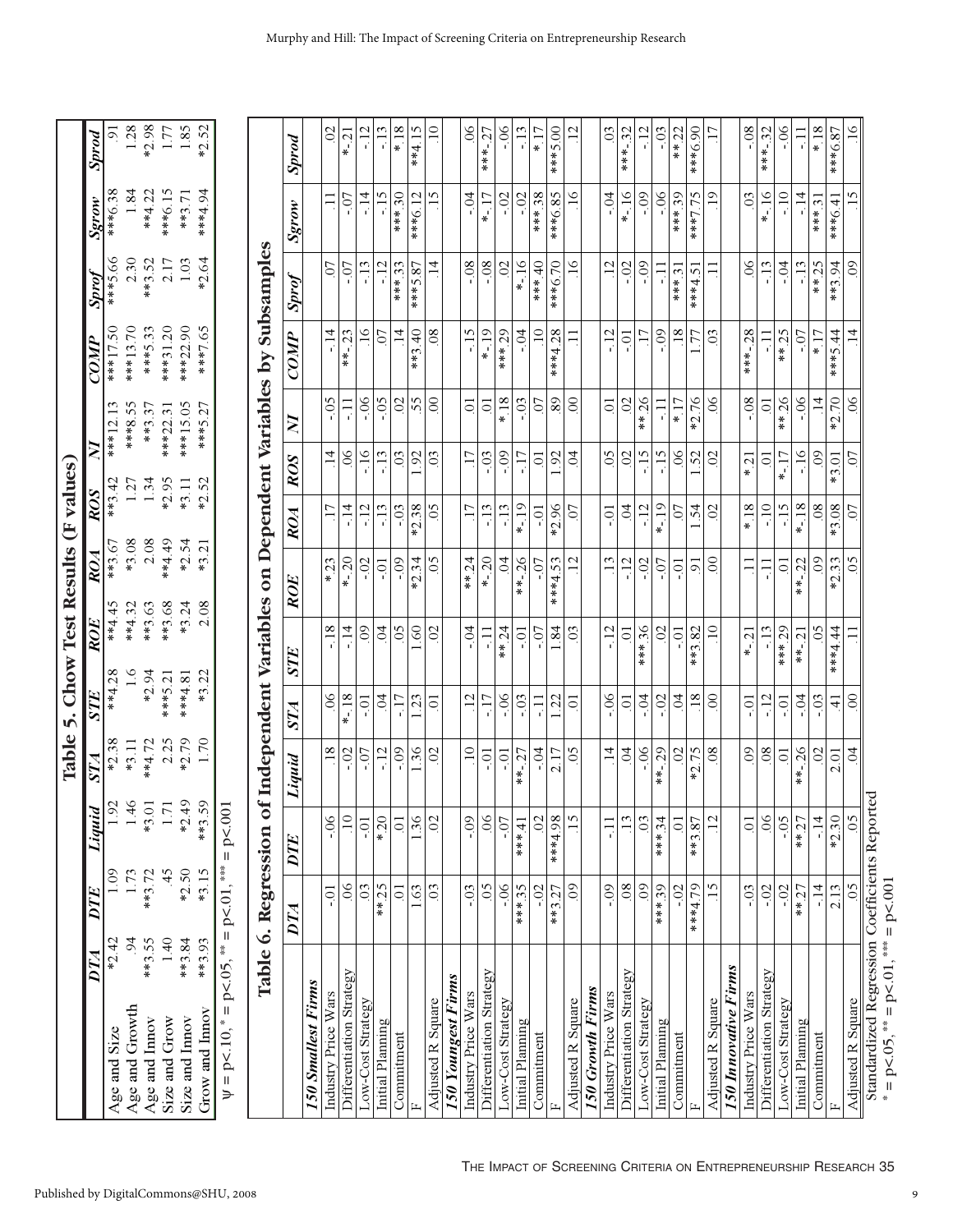## Table 5. Chow Test Results (F values)

| | DTA | DTE | Liquid | STA | STE | ROE | ROA | ROS | NI | COMP | Sprof | Sgrow | Sprod |
|---|---|---|---|---|---|---|---|---|---|---|---|---|---|
| Age and Size | *2.42 | 1.09 | 1.92 | *2.38 | **4.28 | **4.45 | **3.67 | **3.42 | ***12.13 | ***17.50 | ***5.66 | ***6.38 | .91 |
| Age and Growth | .94 | 1.73 | 1.46 | *3.11 | 1.6 | **4.32 | *3.08 | 1.27 | ***8.55 | ***13.70 | 2.30 | 1.84 | 1.28 |
| Age and Innov | **3.55 | **3.72 | *3.01 | **4.72 | *2.94 | **3.63 | 2.08 | 1.34 | **3.37 | ***5.33 | **3.52 | **4.22 | *2.98 |
| Size and Grow | 1.40 | .45 | 1.71 | 2.25 | ***5.21 | **3.68 | **4.49 | *2.95 | ***22.31 | ***31.20 | 2.17 | ***6.15 | 1.77 |
| Size and Innov | ***3.84 | *2.50 | *2.49 | *2.79 | ***4.81 | *3.24 | *2.54 | *3.11 | ***15.05 | ***22.90 | 1.03 | **3.71 | 1.85 |
| Grow and Innov | ***3.93 | *3.15 | **3.59 | 1.70 | *3.22 | 2.08 | *3.21 | *2.52 | ***5.27 | ***7.65 | *2.64 | ***4.94 | *2.52 |

$\psi$ = p<.10, * = p<.05, ** = p<.01, *** = p<.001

## Table 6. Regression of Independent Variables on Dependent Variables by Subsamples

| | DTA | DTE | Liquid | STA | STE | ROE | ROA | ROS | NI | COMP | Sprof | Sgrow | Sprod |
|---|---|---|---|---|---|---|---|---|---|---|---|---|---|
| ***150 Smallest Firms*** | | | | | | | | | | | | | |
| Industry Price Wars | -.01 | -.06 | .18 | .06 | -.18 | *.23 | .17 | .14 | -.05 | -.14 | .07 | .11 | .02 |
| Differentiation Strategy | .06 | .10 | -.02 | *-.18 | -.14 | *-.20 | -.14 | .06 | -.11 | **-.23 | -.07 | -.07 | *-.21 |
| Low-Cost Strategy | .03 | -.01 | -.07 | -.01 | .09 | -.02 | -.12 | -.16 | -.06 | .16 | -.13 | -.14 | -.12 |
| Initial Planning | **.25 | *.20 | -.12 | .04 | .04 | -.01 | -.13 | -.13 | -.05 | .07 | -.12 | -.15 | -.13 |
| Commitment | .01 | .01 | -.09 | -.17 | .05 | -.09 | -.03 | .03 | .02 | .14 | ***.33 | ***.30 | *.18 |
| F | 1.63 | 1.36 | 1.36 | 1.23 | 1.60 | *2.34 | *2.38 | 1.92 | .55 | **3.40 | ***5.87 | ***6.12 | **4.15 |
| Adjusted R Square | .03 | .02 | .02 | .01 | .02 | .05 | .05 | .03 | .00 | .08 | .14 | .15 | .10 |
| ***150 Youngest Firms*** | | | | | | | | | | | | | |
| Industry Price Wars | -.03 | -.09 | .10 | .12 | -.04 | **.24 | .17 | .17 | .01 | -.15 | -.08 | -.04 | .06 |
| Differentiation Strategy | .05 | .06 | -.01 | -.17 | -.11 | *-.20 | -.13 | -.03 | .01 | *-.19 | -.08 | *-.17 | ***-.27 |
| Low-Cost Strategy | -.06 | -.07 | -.01 | -.06 | **.24 | .04 | -.13 | -.09 | *.18 | ***.29 | .02 | -.02 | -.06 |
| Initial Planning | ***.35 | ***.41 | **-.27 | -.03 | -.01 | **-.26 | *-.19 | -.17 | -.03 | -.04 | *-.16 | -.02 | -.13 |
| Commitment | -.02 | .02 | -.04 | -.11 | -.07 | -.07 | -.01 | .01 | .07 | .10 | ***.40 | ***.38 | *.17 |
| F | **3.27 | ***4.98 | 2.17 | 1.22 | 1.84 | ***4.53 | *2.96 | 1.92 | .89 | ***4.28 | ***6.70 | ***6.85 | ***5.00 |
| Adjusted R Square | .09 | .15 | .05 | .01 | .03 | .12 | .07 | .04 | .00 | .11 | .16 | .16 | .12 |
| ***150 Growth Firms*** | | | | | | | | | | | | | |
| Industry Price Wars | -.09 | -.11 | .14 | -.06 | -.12 | .13 | -.01 | .05 | .01 | -.12 | .12 | -.04 | .03 |
| Differentiation Strategy | .08 | .13 | .04 | .01 | .01 | -.12 | .04 | .02 | .02 | -.01 | -.02 | *-.16 | ***-.32 |
| Low-Cost Strategy | .09 | .03 | -.06 | -.04 | ***.36 | -.02 | -.12 | -.15 | **.26 | .17 | -.09 | -.09 | -.12 |
| Initial Planning | ***.39 | ***.34 | **-.29 | -.02 | .02 | -.07 | *-.19 | -.15 | -.11 | -.09 | -.11 | -.06 | -.03 |
| Commitment | -.02 | .01 | .02 | .04 | -.01 | -.01 | .07 | .06 | *.17 | .18 | ***.31 | ***.39 | **.22 |
| F | ***4.79 | **3.87 | *2.75 | .18 | **3.82 | .91 | 1.54 | 1.52 | *2.76 | 1.77 | ***4.51 | ***7.75 | ***6.90 |
| Adjusted R Square | .15 | .12 | .08 | .00 | .10 | .00 | .02 | .02 | .06 | .03 | .11 | .19 | .17 |
| ***150 Innovative Firms*** | | | | | | | | | | | | | |
| Industry Price Wars | -.03 | .01 | .09 | -.01 | *-.21 | .11 | *.18 | *.21 | -.08 | ***-.28 | .06 | .03 | -.08 |
| Differentiation Strategy | -.02 | .06 | .08 | -.12 | -.13 | -.11 | -.10 | .01 | .01 | -.11 | -.13 | *-.16 | ***-.32 |
| Low-Cost Strategy | -.02 | -.05 | .01 | .01 | ***.29 | .01 | -.15 | *-.17 | **.26 | **.25 | -.04 | -.10 | -.06 |
| Initial Planning | **.27 | **.27 | **-.26 | -.04 | **-.21 | **-.22 | *-.18 | -.16 | -.06 | -.07 | -.13 | -.14 | -.11 |
| Commitment | -.14 | -.14 | .02 | -.03 | .05 | .09 | .08 | .09 | .14 | *.17 | **.25 | ***.31 | *.18 |
| F | 2.13 | *2.30 | 2.01 | .41 | ***4.44 | *2.33 | *3.08 | *3.01 | *2.70 | ***5.44 | **3.94 | ***6.41 | ***6.87 |
| Adjusted R Square | .05 | .05 | .04 | .00 | .11 | .05 | .07 | .07 | .06 | .14 | .09 | .15 | .16 |

Standardized Regression Coefficients Reported

\* = p<.05, ** = p<.01, *** = p<.001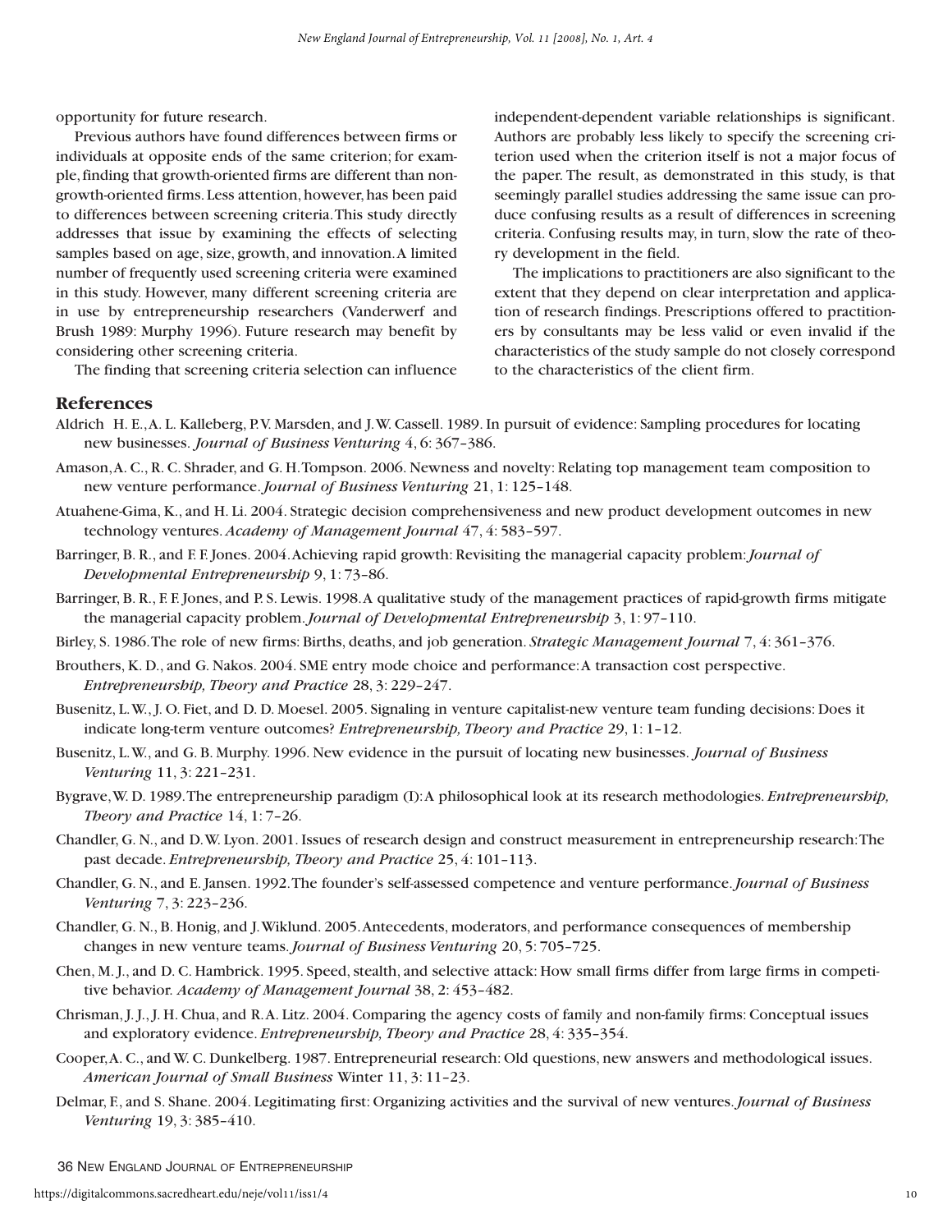opportunity for future research.

Previous authors have found differences between firms or individuals at opposite ends of the same criterion; for example, finding that growth-oriented firms are different than non-growth-oriented firms. Less attention, however, has been paid to differences between screening criteria. This study directly addresses that issue by examining the effects of selecting samples based on age, size, growth, and innovation. A limited number of frequently used screening criteria were examined in this study. However, many different screening criteria are in use by entrepreneurship researchers (Vanderwerf and Brush 1989: Murphy 1996). Future research may benefit by considering other screening criteria.

The finding that screening criteria selection can influence independent-dependent variable relationships is significant. Authors are probably less likely to specify the screening criterion used when the criterion itself is not a major focus of the paper. The result, as demonstrated in this study, is that seemingly parallel studies addressing the same issue can produce confusing results as a result of differences in screening criteria. Confusing results may, in turn, slow the rate of theory development in the field.

The implications to practitioners are also significant to the extent that they depend on clear interpretation and application of research findings. Prescriptions offered to practitioners by consultants may be less valid or even invalid if the characteristics of the study sample do not closely correspond to the characteristics of the client firm.

## References

Aldrich H. E., A. L. Kalleberg, P. V. Marsden, and J. W. Cassell. 1989. In pursuit of evidence: Sampling procedures for locating new businesses. *Journal of Business Venturing* 4, 6: 367–386.

Amason, A. C., R. C. Shrader, and G. H. Tompson. 2006. Newness and novelty: Relating top management team composition to new venture performance. *Journal of Business Venturing* 21, 1: 125–148.

Atuahene-Gima, K., and H. Li. 2004. Strategic decision comprehensiveness and new product development outcomes in new technology ventures. *Academy of Management Journal* 47, 4: 583–597.

Barringer, B. R., and F. F. Jones. 2004. Achieving rapid growth: Revisiting the managerial capacity problem: *Journal of Developmental Entrepreneurship* 9, 1: 73–86.

Barringer, B. R., F. F. Jones, and P. S. Lewis. 1998. A qualitative study of the management practices of rapid-growth firms mitigate the managerial capacity problem. *Journal of Developmental Entrepreneurship* 3, 1: 97–110.

Birley, S. 1986. The role of new firms: Births, deaths, and job generation. *Strategic Management Journal* 7, 4: 361–376.

Brouthers, K. D., and G. Nakos. 2004. SME entry mode choice and performance: A transaction cost perspective. *Entrepreneurship, Theory and Practice* 28, 3: 229–247.

Busenitz, L. W., J. O. Fiet, and D. D. Moesel. 2005. Signaling in venture capitalist-new venture team funding decisions: Does it indicate long-term venture outcomes? *Entrepreneurship, Theory and Practice* 29, 1: 1–12.

Busenitz, L. W., and G. B. Murphy. 1996. New evidence in the pursuit of locating new businesses. *Journal of Business Venturing* 11, 3: 221–231.

Bygrave, W. D. 1989. The entrepreneurship paradigm (I): A philosophical look at its research methodologies. *Entrepreneurship, Theory and Practice* 14, 1: 7–26.

Chandler, G. N., and D. W. Lyon. 2001. Issues of research design and construct measurement in entrepreneurship research: The past decade. *Entrepreneurship, Theory and Practice* 25, 4: 101–113.

Chandler, G. N., and E. Jansen. 1992. The founder's self-assessed competence and venture performance. *Journal of Business Venturing* 7, 3: 223–236.

Chandler, G. N., B. Honig, and J. Wiklund. 2005. Antecedents, moderators, and performance consequences of membership changes in new venture teams. *Journal of Business Venturing* 20, 5: 705–725.

Chen, M. J., and D. C. Hambrick. 1995. Speed, stealth, and selective attack: How small firms differ from large firms in competitive behavior. *Academy of Management Journal* 38, 2: 453–482.

Chrisman, J. J., J. H. Chua, and R. A. Litz. 2004. Comparing the agency costs of family and non-family firms: Conceptual issues and exploratory evidence. *Entrepreneurship, Theory and Practice* 28, 4: 335–354.

Cooper, A. C., and W. C. Dunkelberg. 1987. Entrepreneurial research: Old questions, new answers and methodological issues. *American Journal of Small Business* Winter 11, 3: 11–23.

Delmar, F., and S. Shane. 2004. Legitimating first: Organizing activities and the survival of new ventures. *Journal of Business Venturing* 19, 3: 385–410.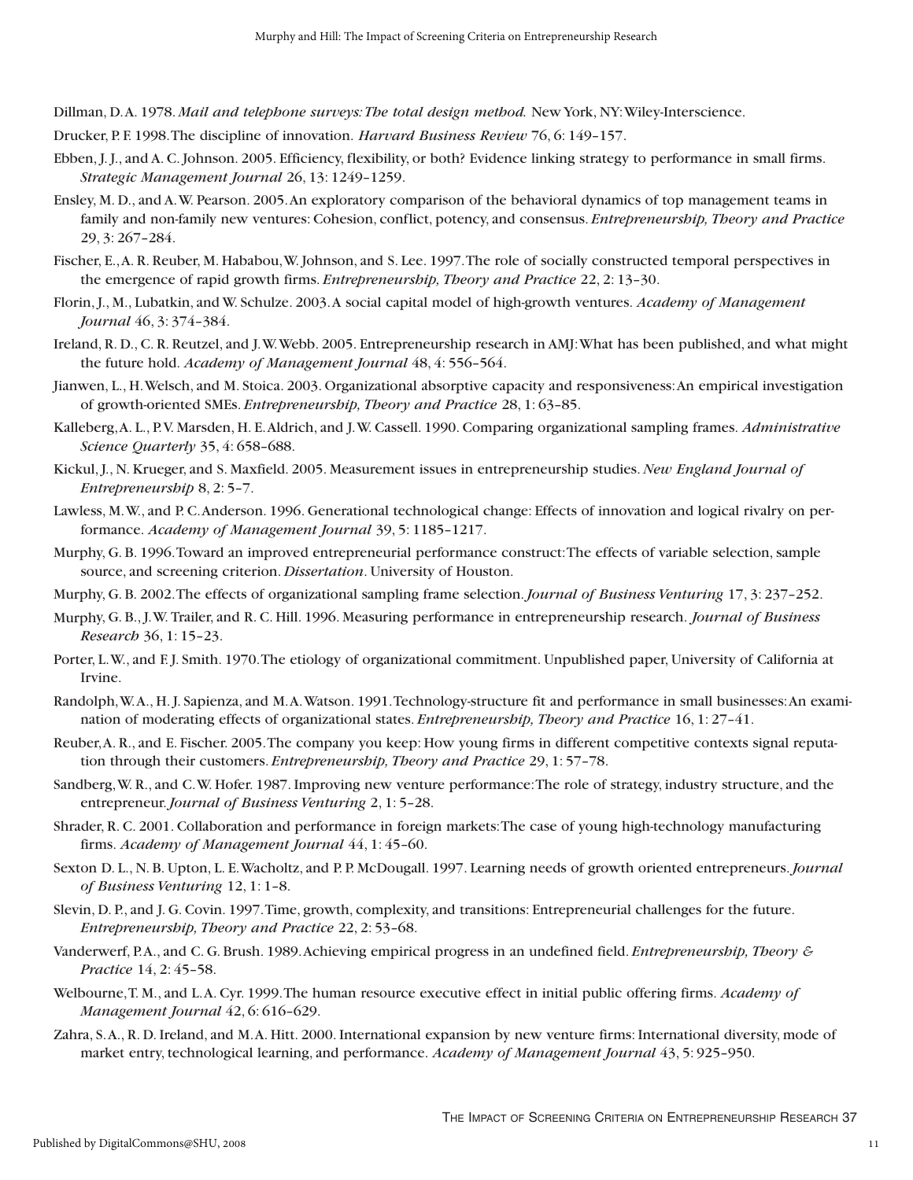Dillman, D.A. 1978. *Mail and telephone surveys: The total design method.* New York, NY: Wiley-Interscience.

Drucker, P. F. 1998. The discipline of innovation. *Harvard Business Review* 76, 6: 149–157.

Ebben, J. J., and A. C. Johnson. 2005. Efficiency, flexibility, or both? Evidence linking strategy to performance in small firms. *Strategic Management Journal* 26, 13: 1249–1259.

Ensley, M. D., and A. W. Pearson. 2005. An exploratory comparison of the behavioral dynamics of top management teams in family and non-family new ventures: Cohesion, conflict, potency, and consensus. *Entrepreneurship, Theory and Practice* 29, 3: 267–284.

Fischer, E., A. R. Reuber, M. Hababou, W. Johnson, and S. Lee. 1997. The role of socially constructed temporal perspectives in the emergence of rapid growth firms. *Entrepreneurship, Theory and Practice* 22, 2: 13–30.

Florin, J., M., Lubatkin, and W. Schulze. 2003. A social capital model of high-growth ventures. *Academy of Management Journal* 46, 3: 374–384.

Ireland, R. D., C. R. Reutzel, and J. W. Webb. 2005. Entrepreneurship research in AMJ: What has been published, and what might the future hold. *Academy of Management Journal* 48, 4: 556–564.

Jianwen, L., H. Welsch, and M. Stoica. 2003. Organizational absorptive capacity and responsiveness: An empirical investigation of growth-oriented SMEs. *Entrepreneurship, Theory and Practice* 28, 1: 63–85.

Kalleberg, A. L., P. V. Marsden, H. E. Aldrich, and J. W. Cassell. 1990. Comparing organizational sampling frames. *Administrative Science Quarterly* 35, 4: 658–688.

Kickul, J., N. Krueger, and S. Maxfield. 2005. Measurement issues in entrepreneurship studies. *New England Journal of Entrepreneurship* 8, 2: 5–7.

Lawless, M. W., and P. C. Anderson. 1996. Generational technological change: Effects of innovation and logical rivalry on performance. *Academy of Management Journal* 39, 5: 1185–1217.

Murphy, G. B. 1996. Toward an improved entrepreneurial performance construct: The effects of variable selection, sample source, and screening criterion. *Dissertation*. University of Houston.

Murphy, G. B. 2002. The effects of organizational sampling frame selection. *Journal of Business Venturing* 17, 3: 237–252.

Murphy, G. B., J. W. Trailer, and R. C. Hill. 1996. Measuring performance in entrepreneurship research. *Journal of Business Research* 36, 1: 15–23.

Porter, L. W., and F. J. Smith. 1970. The etiology of organizational commitment. Unpublished paper, University of California at Irvine.

Randolph, W. A., H. J. Sapienza, and M. A. Watson. 1991. Technology-structure fit and performance in small businesses: An examination of moderating effects of organizational states. *Entrepreneurship, Theory and Practice* 16, 1: 27–41.

Reuber, A. R., and E. Fischer. 2005. The company you keep: How young firms in different competitive contexts signal reputation through their customers. *Entrepreneurship, Theory and Practice* 29, 1: 57–78.

Sandberg, W. R., and C. W. Hofer. 1987. Improving new venture performance: The role of strategy, industry structure, and the entrepreneur. *Journal of Business Venturing* 2, 1: 5–28.

Shrader, R. C. 2001. Collaboration and performance in foreign markets: The case of young high-technology manufacturing firms. *Academy of Management Journal* 44, 1: 45–60.

Sexton D. L., N. B. Upton, L. E. Wacholtz, and P. P. McDougall. 1997. Learning needs of growth oriented entrepreneurs. *Journal of Business Venturing* 12, 1: 1–8.

Slevin, D. P., and J. G. Covin. 1997. Time, growth, complexity, and transitions: Entrepreneurial challenges for the future. *Entrepreneurship, Theory and Practice* 22, 2: 53–68.

Vanderwerf, P. A., and C. G. Brush. 1989. Achieving empirical progress in an undefined field. *Entrepreneurship, Theory & Practice* 14, 2: 45–58.

Welbourne, T. M., and L. A. Cyr. 1999. The human resource executive effect in initial public offering firms. *Academy of Management Journal* 42, 6: 616–629.

Zahra, S. A., R. D. Ireland, and M. A. Hitt. 2000. International expansion by new venture firms: International diversity, mode of market entry, technological learning, and performance. *Academy of Management Journal* 43, 5: 925–950.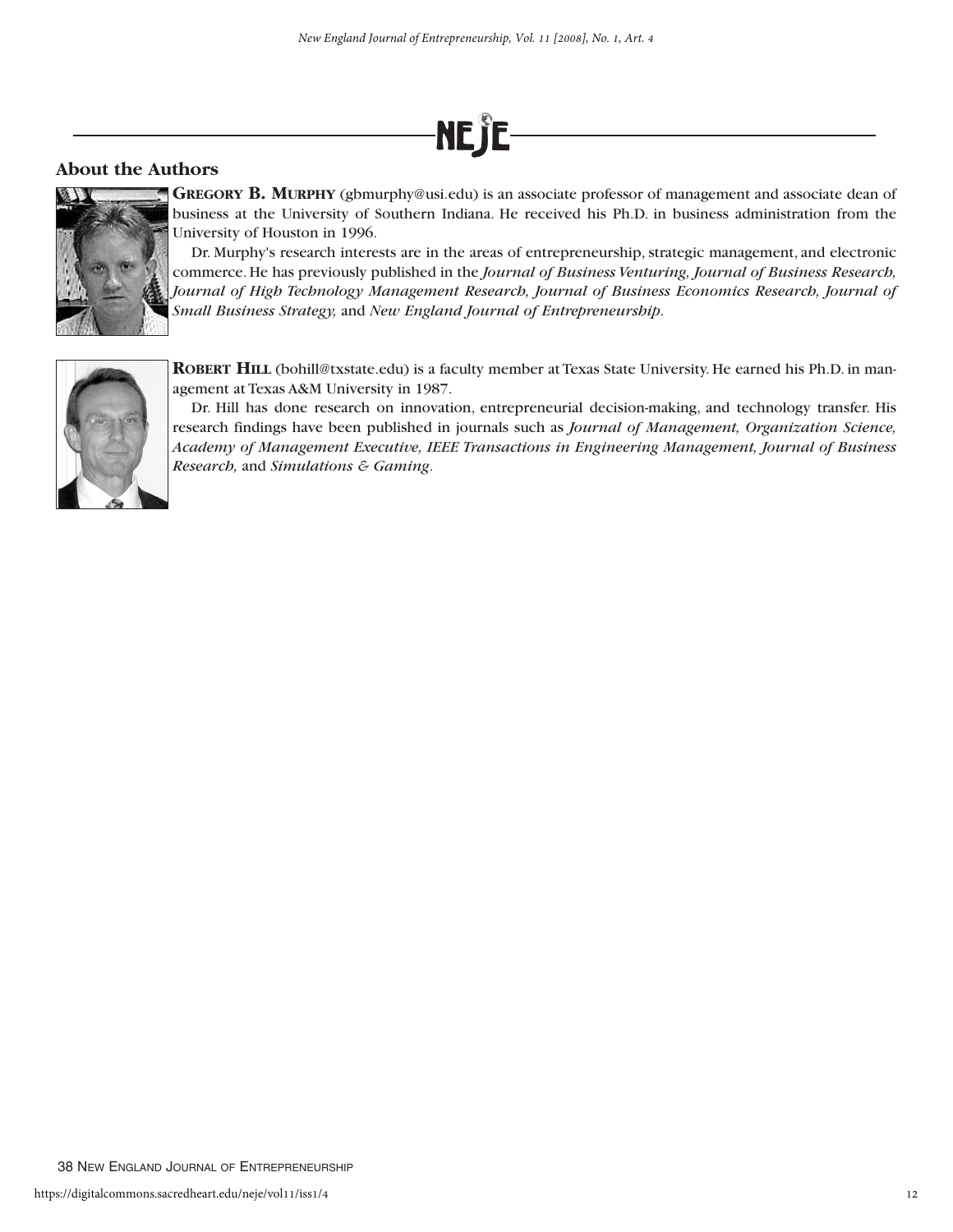## About the Authors

**GREGORY B. MURPHY** (gbmurphy@usi.edu) is an associate professor of management and associate dean of business at the University of Southern Indiana. He received his Ph.D. in business administration from the University of Houston in 1996.

Dr. Murphy's research interests are in the areas of entrepreneurship, strategic management, and electronic commerce. He has previously published in the *Journal of Business Venturing, Journal of Business Research, Journal of High Technology Management Research, Journal of Business Economics Research, Journal of Small Business Strategy,* and *New England Journal of Entrepreneurship*.

**ROBERT HILL** (bohill@txstate.edu) is a faculty member at Texas State University. He earned his Ph.D. in management at Texas A&M University in 1987.

Dr. Hill has done research on innovation, entrepreneurial decision-making, and technology transfer. His research findings have been published in journals such as *Journal of Management, Organization Science, Academy of Management Executive, IEEE Transactions in Engineering Management, Journal of Business Research,* and *Simulations & Gaming*.